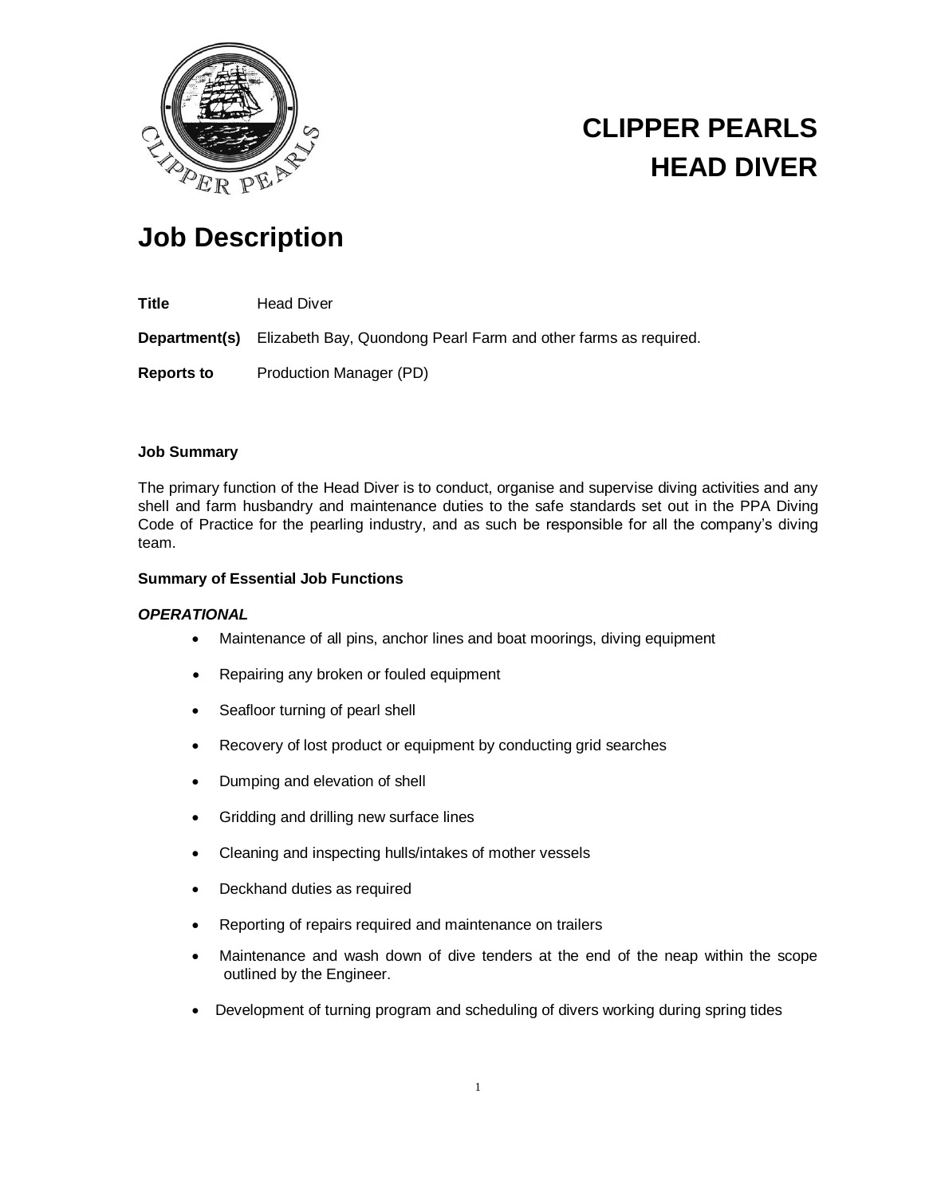# CLIPPER PEARLS
# HEAD DIVER

## Job Description

**Title** Head Diver

**Department(s)** Elizabeth Bay, Quondong Pearl Farm and other farms as required.

**Reports to** Production Manager (PD)

**Job Summary**

The primary function of the Head Diver is to conduct, organise and supervise diving activities and any shell and farm husbandry and maintenance duties to the safe standards set out in the PPA Diving Code of Practice for the pearling industry, and as such be responsible for all the company's diving team.

**Summary of Essential Job Functions**

***OPERATIONAL***

- Maintenance of all pins, anchor lines and boat moorings, diving equipment
- Repairing any broken or fouled equipment
- Seafloor turning of pearl shell
- Recovery of lost product or equipment by conducting grid searches
- Dumping and elevation of shell
- Gridding and drilling new surface lines
- Cleaning and inspecting hulls/intakes of mother vessels
- Deckhand duties as required
- Reporting of repairs required and maintenance on trailers
- Maintenance and wash down of dive tenders at the end of the neap within the scope outlined by the Engineer.
- Development of turning program and scheduling of divers working during spring tides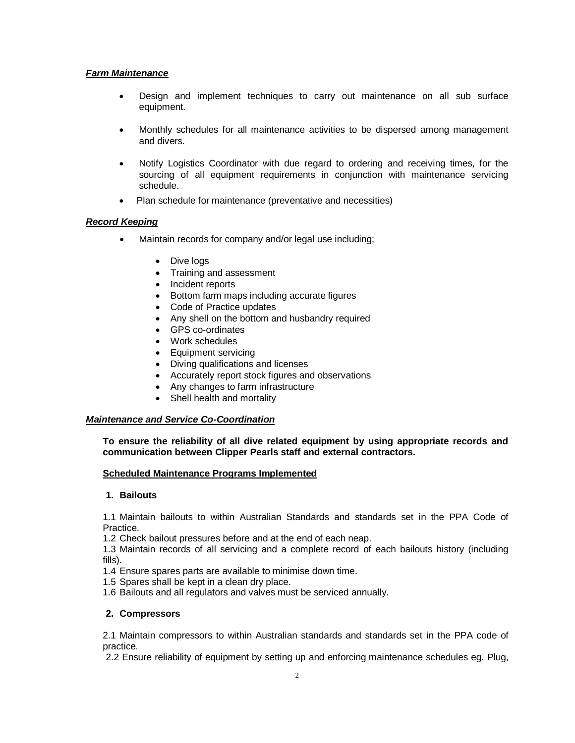***Farm Maintenance***

- Design and implement techniques to carry out maintenance on all sub surface equipment.
- Monthly schedules for all maintenance activities to be dispersed among management and divers.
- Notify Logistics Coordinator with due regard to ordering and receiving times, for the sourcing of all equipment requirements in conjunction with maintenance servicing schedule.
- Plan schedule for maintenance (preventative and necessities)

***Record Keeping***

- Maintain records for company and/or legal use including;
  - Dive logs
  - Training and assessment
  - Incident reports
  - Bottom farm maps including accurate figures
  - Code of Practice updates
  - Any shell on the bottom and husbandry required
  - GPS co-ordinates
  - Work schedules
  - Equipment servicing
  - Diving qualifications and licenses
  - Accurately report stock figures and observations
  - Any changes to farm infrastructure
  - Shell health and mortality

***Maintenance and Service Co-Coordination***

**To ensure the reliability of all dive related equipment by using appropriate records and communication between Clipper Pearls staff and external contractors.**

**Scheduled Maintenance Programs Implemented**

**1. Bailouts**

1.1 Maintain bailouts to within Australian Standards and standards set in the PPA Code of Practice.
1.2 Check bailout pressures before and at the end of each neap.
1.3 Maintain records of all servicing and a complete record of each bailouts history (including fills).
1.4 Ensure spares parts are available to minimise down time.
1.5 Spares shall be kept in a clean dry place.
1.6 Bailouts and all regulators and valves must be serviced annually.

**2. Compressors**

2.1 Maintain compressors to within Australian standards and standards set in the PPA code of practice.
2.2 Ensure reliability of equipment by setting up and enforcing maintenance schedules eg. Plug,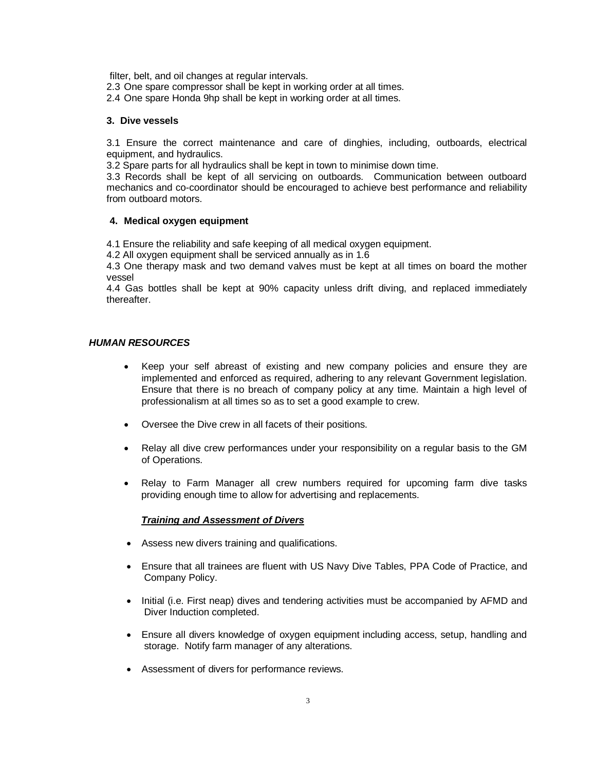filter, belt, and oil changes at regular intervals.

2.3 One spare compressor shall be kept in working order at all times.

2.4 One spare Honda 9hp shall be kept in working order at all times.

**3. Dive vessels**

3.1 Ensure the correct maintenance and care of dinghies, including, outboards, electrical equipment, and hydraulics.

3.2 Spare parts for all hydraulics shall be kept in town to minimise down time.

3.3 Records shall be kept of all servicing on outboards. Communication between outboard mechanics and co-coordinator should be encouraged to achieve best performance and reliability from outboard motors.

**4. Medical oxygen equipment**

4.1 Ensure the reliability and safe keeping of all medical oxygen equipment.

4.2 All oxygen equipment shall be serviced annually as in 1.6

4.3 One therapy mask and two demand valves must be kept at all times on board the mother vessel

4.4 Gas bottles shall be kept at 90% capacity unless drift diving, and replaced immediately thereafter.

***HUMAN RESOURCES***

- Keep your self abreast of existing and new company policies and ensure they are implemented and enforced as required, adhering to any relevant Government legislation. Ensure that there is no breach of company policy at any time. Maintain a high level of professionalism at all times so as to set a good example to crew.
- Oversee the Dive crew in all facets of their positions.
- Relay all dive crew performances under your responsibility on a regular basis to the GM of Operations.
- Relay to Farm Manager all crew numbers required for upcoming farm dive tasks providing enough time to allow for advertising and replacements.

***Training and Assessment of Divers***

- Assess new divers training and qualifications.
- Ensure that all trainees are fluent with US Navy Dive Tables, PPA Code of Practice, and Company Policy.
- Initial (i.e. First neap) dives and tendering activities must be accompanied by AFMD and Diver Induction completed.
- Ensure all divers knowledge of oxygen equipment including access, setup, handling and storage. Notify farm manager of any alterations.
- Assessment of divers for performance reviews.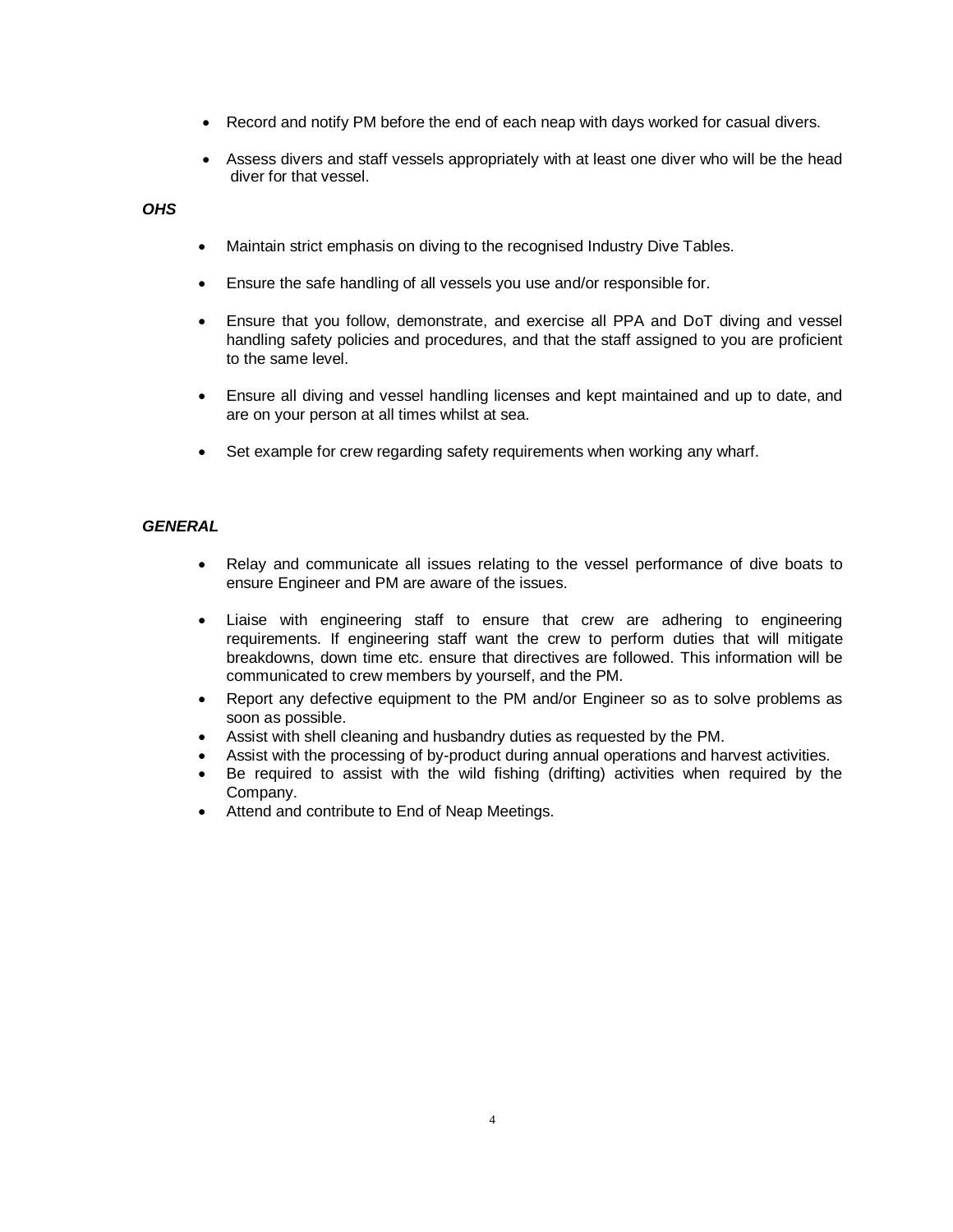- Record and notify PM before the end of each neap with days worked for casual divers.
- Assess divers and staff vessels appropriately with at least one diver who will be the head diver for that vessel.

***OHS***

- Maintain strict emphasis on diving to the recognised Industry Dive Tables.
- Ensure the safe handling of all vessels you use and/or responsible for.
- Ensure that you follow, demonstrate, and exercise all PPA and DoT diving and vessel handling safety policies and procedures, and that the staff assigned to you are proficient to the same level.
- Ensure all diving and vessel handling licenses and kept maintained and up to date, and are on your person at all times whilst at sea.
- Set example for crew regarding safety requirements when working any wharf.

***GENERAL***

- Relay and communicate all issues relating to the vessel performance of dive boats to ensure Engineer and PM are aware of the issues.
- Liaise with engineering staff to ensure that crew are adhering to engineering requirements. If engineering staff want the crew to perform duties that will mitigate breakdowns, down time etc. ensure that directives are followed. This information will be communicated to crew members by yourself, and the PM.
- Report any defective equipment to the PM and/or Engineer so as to solve problems as soon as possible.
- Assist with shell cleaning and husbandry duties as requested by the PM.
- Assist with the processing of by-product during annual operations and harvest activities.
- Be required to assist with the wild fishing (drifting) activities when required by the Company.
- Attend and contribute to End of Neap Meetings.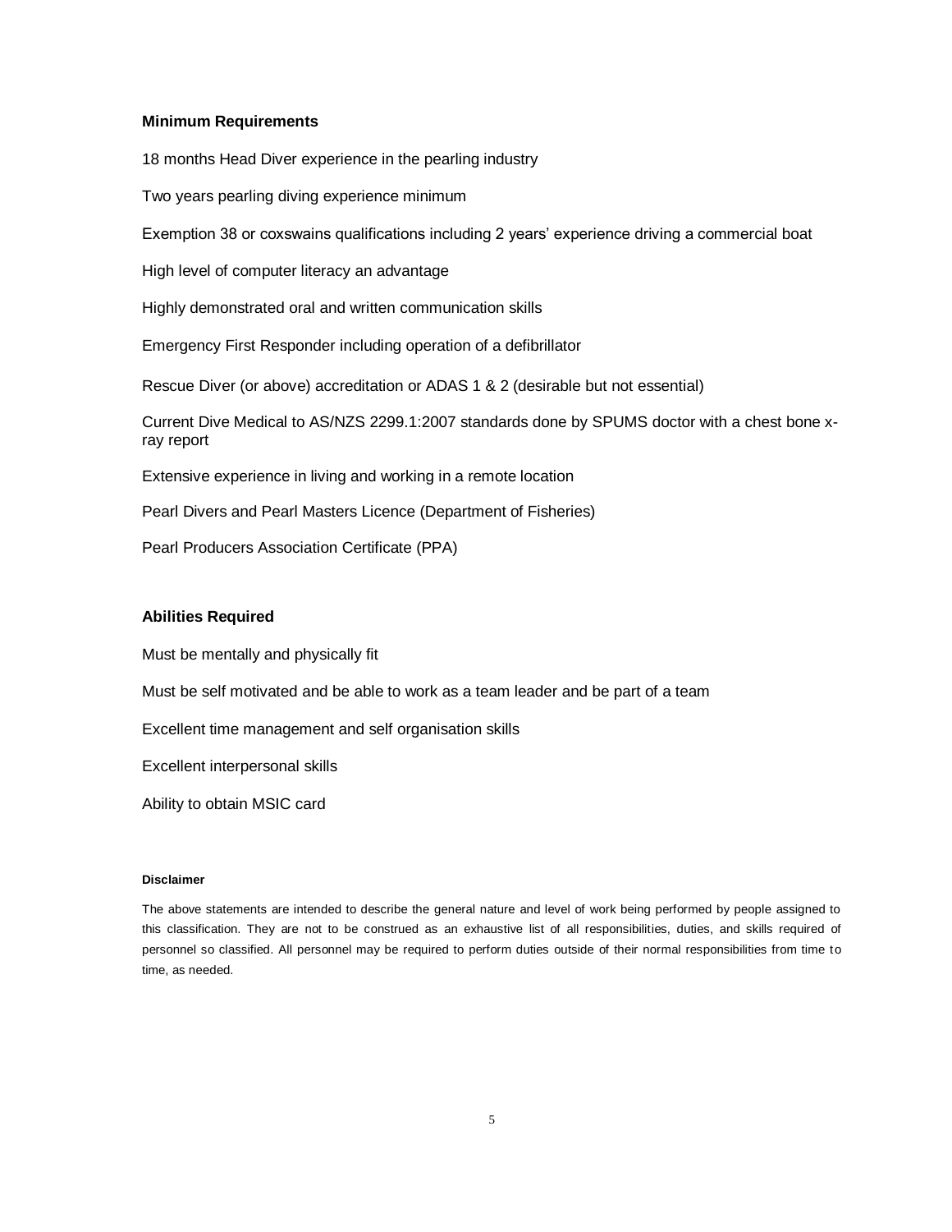**Minimum Requirements**

18 months Head Diver experience in the pearling industry

Two years pearling diving experience minimum

Exemption 38 or coxswains qualifications including 2 years' experience driving a commercial boat

High level of computer literacy an advantage

Highly demonstrated oral and written communication skills

Emergency First Responder including operation of a defibrillator

Rescue Diver (or above) accreditation or ADAS 1 & 2 (desirable but not essential)

Current Dive Medical to AS/NZS 2299.1:2007 standards done by SPUMS doctor with a chest bone x-ray report

Extensive experience in living and working in a remote location

Pearl Divers and Pearl Masters Licence (Department of Fisheries)

Pearl Producers Association Certificate (PPA)

**Abilities Required**

Must be mentally and physically fit

Must be self motivated and be able to work as a team leader and be part of a team

Excellent time management and self organisation skills

Excellent interpersonal skills

Ability to obtain MSIC card

**Disclaimer**

The above statements are intended to describe the general nature and level of work being performed by people assigned to this classification. They are not to be construed as an exhaustive list of all responsibilities, duties, and skills required of personnel so classified. All personnel may be required to perform duties outside of their normal responsibilities from time to time, as needed.